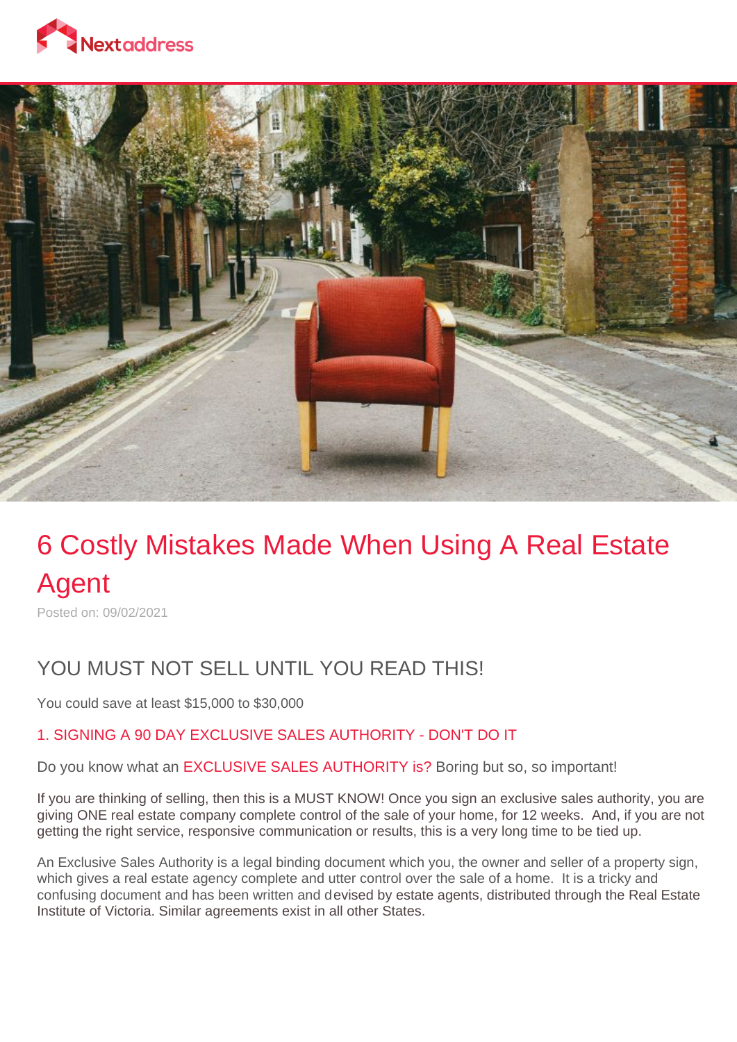# 6 Costly Mistakes Made When Using A Real Estate Agent

Posted on: 09/02/2021

## YOU MUST NOT SELL UNTIL YOU READ THIS!

You could save at least $15,000 to $30,000

### 1. SIGNING A 90 DAY EXCLUSIVE SALES AUTHORITY - DON'T DO IT

Do you know what an EXCLUSIVE SALES AUTHORITY is? Boring but so, so important!

If you are thinking of selling, then this is a MUST KNOW! Once you sign an exclusive sales authority, you are giving ONE real estate company complete control of the sale of your home, for 12 weeks. And, if you are not getting the right service, responsive communication or results, this is a very long time to be tied up.

An Exclusive Sales Authority is a legal binding document which you, the owner and seller of a property sign, which gives a real estate agency complete and utter control over the sale of a home. It is a tricky and confusing document and has been written and devised by estate agents, distributed through the Real Estate Institute of Victoria. Similar agreements exist in all other States.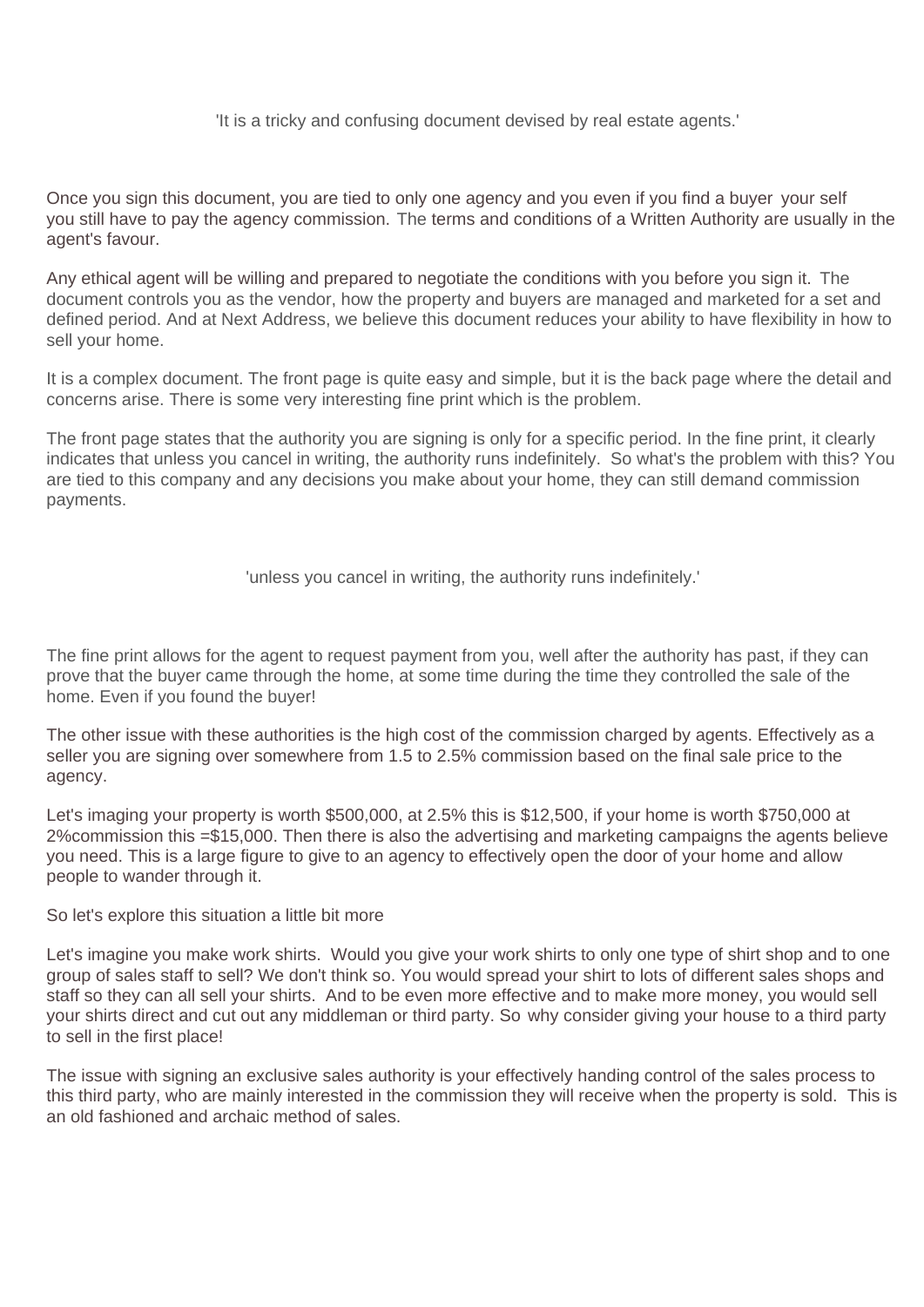'It is a tricky and confusing document devised by real estate agents.'

Once you sign this document, you are tied to only one agency and you even if you find a buyer your self you still have to pay the agency commission. The terms and conditions of a Written Authority are usually in the agent's favour.

Any ethical agent will be willing and prepared to negotiate the conditions with you before you sign it. The document controls you as the vendor, how the property and buyers are managed and marketed for a set and defined period. And at Next Address, we believe this document reduces your ability to have flexibility in how to sell your home.

It is a complex document. The front page is quite easy and simple, but it is the back page where the detail and concerns arise. There is some very interesting fine print which is the problem.

The front page states that the authority you are signing is only for a specific period. In the fine print, it clearly indicates that unless you cancel in writing, the authority runs indefinitely. So what's the problem with this? You are tied to this company and any decisions you make about your home, they can still demand commission payments.

'unless you cancel in writing, the authority runs indefinitely.'

The fine print allows for the agent to request payment from you, well after the authority has past, if they can prove that the buyer came through the home, at some time during the time they controlled the sale of the home. Even if you found the buyer!

The other issue with these authorities is the high cost of the commission charged by agents. Effectively as a seller you are signing over somewhere from 1.5 to 2.5% commission based on the final sale price to the agency.

Let's imaging your property is worth $500,000, at 2.5% this is $12,500, if your home is worth $750,000 at 2%commission this =$15,000. Then there is also the advertising and marketing campaigns the agents believe you need. This is a large figure to give to an agency to effectively open the door of your home and allow people to wander through it.

So let's explore this situation a little bit more

Let's imagine you make work shirts. Would you give your work shirts to only one type of shirt shop and to one group of sales staff to sell? We don't think so. You would spread your shirt to lots of different sales shops and staff so they can all sell your shirts. And to be even more effective and to make more money, you would sell your shirts direct and cut out any middleman or third party. So why consider giving your house to a third party to sell in the first place!

The issue with signing an exclusive sales authority is your effectively handing control of the sales process to this third party, who are mainly interested in the commission they will receive when the property is sold. This is an old fashioned and archaic method of sales.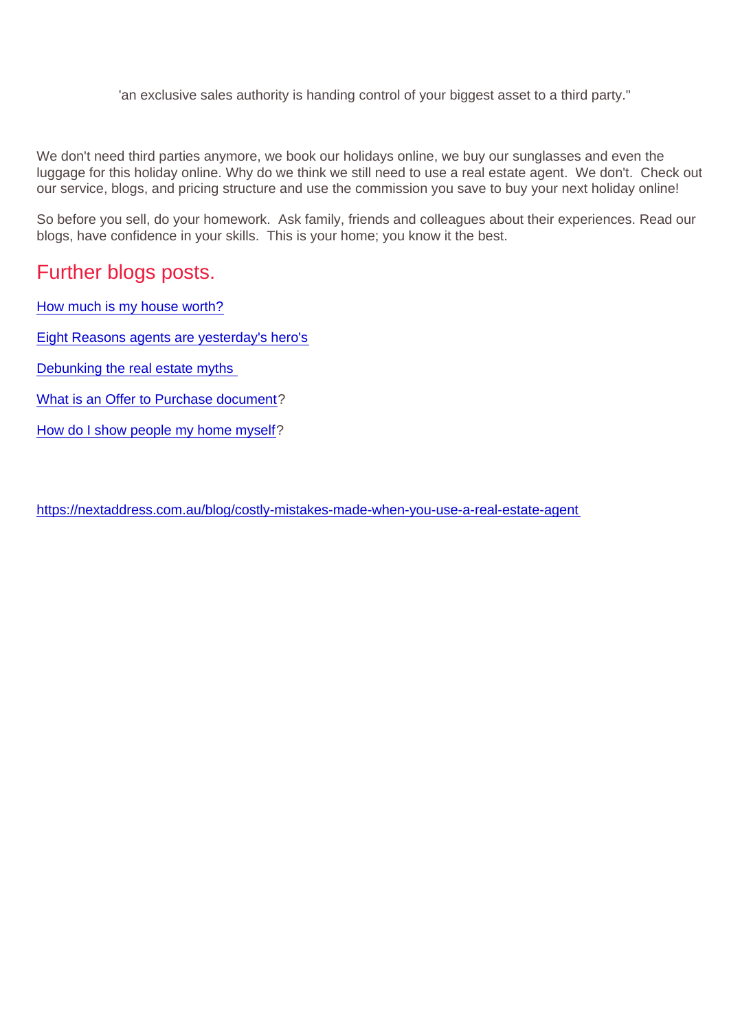'an exclusive sales authority is handing control of your biggest asset to a third party."

We don't need third parties anymore, we book our holidays online, we buy our sunglasses and even the luggage for this holiday online. Why do we think we still need to use a real estate agent. We don't. Check out our service, blogs, and pricing structure and use the commission you save to buy your next holiday online!

So before you sell, do your homework. Ask family, friends and colleagues about their experiences. Read our blogs, have confidence in your skills. This is your home; you know it the best.

## Further blogs posts.

How much is my house worth?

Eight Reasons agents are yesterday's hero's

Debunking the real estate myths

What is an Offer to Purchase document?

How do I show people my home myself?

https://nextaddress.com.au/blog/costly-mistakes-made-when-you-use-a-real-estate-agent